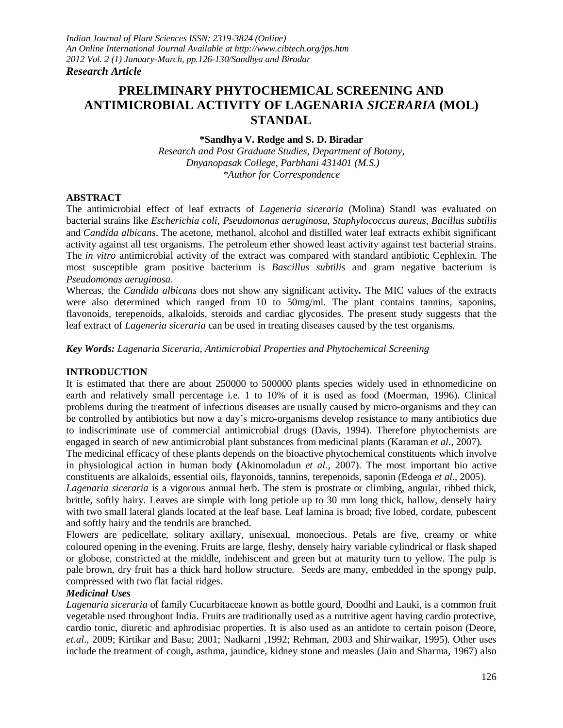*Research Article*

# PRELIMINARY PHYTOCHEMICAL SCREENING AND ANTIMICROBIAL ACTIVITY OF LAGENARIA *SICERARIA* (MOL) STANDAL

**\*Sandhya V. Rodge and S. D. Biradar**

*Research and Post Graduate Studies, Department of Botany, Dnyanopasak College, Parbhani 431401 (M.S.)*
*\*Author for Correspondence*

## ABSTRACT

The antimicrobial effect of leaf extracts of *Lageneria siceraria* (Molina) Standl was evaluated on bacterial strains like *Escherichia coli*, *Pseudomonas aeruginosa*, *Staphylococcus aureus*, *Bacillus subtilis* and *Candida albicans*. The acetone, methanol, alcohol and distilled water leaf extracts exhibit significant activity against all test organisms. The petroleum ether showed least activity against test bacterial strains. The *in vitro* antimicrobial activity of the extract was compared with standard antibiotic Cephlexin. The most susceptible gram positive bacterium is *Bascillus subtilis* and gram negative bacterium is *Pseudomonas aeruginosa*.

Whereas, the *Candida albicans* does not show any significant activity**.** The MIC values of the extracts were also determined which ranged from 10 to 50mg/ml. The plant contains tannins, saponins, flavonoids, terepenoids, alkaloids, steroids and cardiac glycosides. The present study suggests that the leaf extract of *Lageneria siceraria* can be used in treating diseases caused by the test organisms.

***Key Words:** Lagenaria Siceraria, Antimicrobial Properties and Phytochemical Screening*

## INTRODUCTION

It is estimated that there are about 250000 to 500000 plants species widely used in ethnomedicine on earth and relatively small percentage i.e. 1 to 10% of it is used as food (Moerman, 1996). Clinical problems during the treatment of infectious diseases are usually caused by micro-organisms and they can be controlled by antibiotics but now a day's micro-organisms develop resistance to many antibiotics due to indiscriminate use of commercial antimicrobial drugs (Davis, 1994). Therefore phytochemists are engaged in search of new antimicrobial plant substances from medicinal plants (Karaman *et al*., 2007).

The medicinal efficacy of these plants depends on the bioactive phytochemical constituents which involve in physiological action in human body **(**Akinomoladun *et al.,* 2007). The most important bio active constituents are alkaloids, essential oils, flayonoids, tannins, terepenoids, saponin (Edeoga *et al*., 2005).

*Lagenaria siceraria* is a vigorous annual herb. The stem is prostrate or climbing, angular, ribbed thick, brittle, softly hairy. Leaves are simple with long petiole up to 30 mm long thick, hallow, densely hairy with two small lateral glands located at the leaf base. Leaf lamina is broad; five lobed, cordate, pubescent and softly hairy and the tendrils are branched.

Flowers are pedicellate, solitary axillary, unisexual, monoecious. Petals are five, creamy or white coloured opening in the evening. Fruits are large, fleshy, densely hairy variable cylindrical or flask shaped or globose, constricted at the middle, indehiscent and green but at maturity turn to yellow. The pulp is pale brown, dry fruit has a thick hard hollow structure. Seeds are many, embedded in the spongy pulp, compressed with two flat facial ridges.

### *Medicinal Uses*

*Lagenaria siceraria* of family Cucurbitaceae known as bottle gourd, Doodhi and Lauki, is a common fruit vegetable used throughout India. Fruits are traditionally used as a nutritive agent having cardio protective, cardio tonic, diuretic and aphrodisiac properties. It is also used as an antidote to certain poison (Deore, *et.al*., 2009; Kirtikar and Basu; 2001; Nadkarni ,1992; Rehman, 2003 and Shirwaikar, 1995). Other uses include the treatment of cough, asthma, jaundice, kidney stone and measles (Jain and Sharma, 1967) also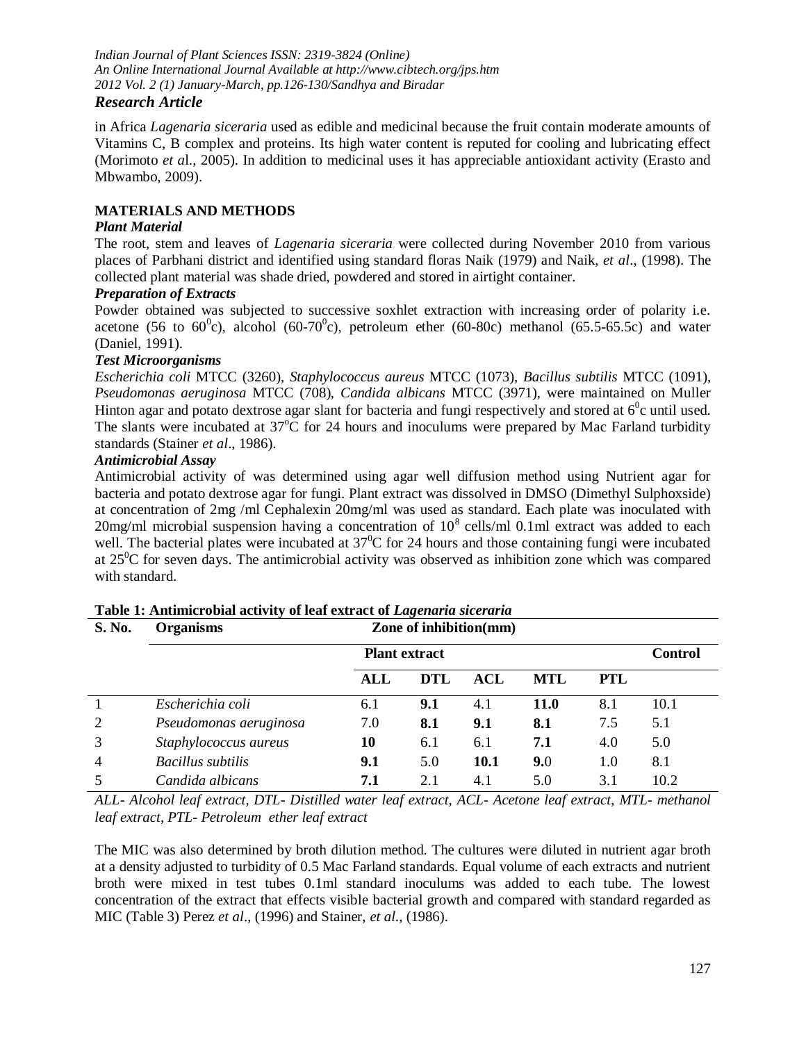*Research Article*

in Africa *Lagenaria siceraria* used as edible and medicinal because the fruit contain moderate amounts of Vitamins C, B complex and proteins. Its high water content is reputed for cooling and lubricating effect (Morimoto *et a*l., 2005). In addition to medicinal uses it has appreciable antioxidant activity (Erasto and Mbwambo, 2009).

## MATERIALS AND METHODS

### *Plant Material*

The root, stem and leaves of *Lagenaria siceraria* were collected during November 2010 from various places of Parbhani district and identified using standard floras Naik (1979) and Naik, *et al*., (1998). The collected plant material was shade dried, powdered and stored in airtight container.

### *Preparation of Extracts*

Powder obtained was subjected to successive soxhlet extraction with increasing order of polarity i.e. acetone (56 to $60^0$c), alcohol (60-$70^0$c), petroleum ether (60-80c) methanol (65.5-65.5c) and water (Daniel, 1991).

### *Test Microorganisms*

*Escherichia coli* MTCC (3260), *Staphylococcus aureus* MTCC (1073), *Bacillus subtilis* MTCC (1091), *Pseudomonas aeruginosa* MTCC (708), *Candida albicans* MTCC (3971), were maintained on Muller Hinton agar and potato dextrose agar slant for bacteria and fungi respectively and stored at $6^0$c until used. The slants were incubated at $37^o$C for 24 hours and inoculums were prepared by Mac Farland turbidity standards (Stainer *et al*., 1986).

### *Antimicrobial Assay*

Antimicrobial activity of was determined using agar well diffusion method using Nutrient agar for bacteria and potato dextrose agar for fungi. Plant extract was dissolved in DMSO (Dimethyl Sulphoxside) at concentration of 2mg /ml Cephalexin 20mg/ml was used as standard. Each plate was inoculated with 20mg/ml microbial suspension having a concentration of $10^8$ cells/ml 0.1ml extract was added to each well. The bacterial plates were incubated at $37^0$C for 24 hours and those containing fungi were incubated at $25^0$C for seven days. The antimicrobial activity was observed as inhibition zone which was compared with standard.

**Table 1: Antimicrobial activity of leaf extract of *Lagenaria siceraria***

| S. No. | Organisms | Zone of inhibition(mm) | | | | | |
|---|---|---|---|---|---|---|---|
| | | Plant extract | | | | | Control |
| | | ALL | DTL | ACL | MTL | PTL | |
| 1 | *Escherichia coli* | 6.1 | **9.1** | 4.1 | **11.0** | 8.1 | 10.1 |
| 2 | *Pseudomonas aeruginosa* | 7.0 | **8.1** | **9.1** | **8.1** | 7.5 | 5.1 |
| 3 | *Staphylococcus aureus* | **10** | 6.1 | 6.1 | **7.1** | 4.0 | 5.0 |
| 4 | *Bacillus subtilis* | **9.1** | 5.0 | **10.1** | **9.**0 | 1.0 | 8.1 |
| 5 | *Candida albicans* | **7.1** | 2.1 | 4.1 | 5.0 | 3.1 | 10.2 |

*ALL- Alcohol leaf extract, DTL- Distilled water leaf extract, ACL- Acetone leaf extract, MTL- methanol leaf extract, PTL- Petroleum ether leaf extract*

The MIC was also determined by broth dilution method. The cultures were diluted in nutrient agar broth at a density adjusted to turbidity of 0.5 Mac Farland standards. Equal volume of each extracts and nutrient broth were mixed in test tubes 0.1ml standard inoculums was added to each tube. The lowest concentration of the extract that effects visible bacterial growth and compared with standard regarded as MIC (Table 3) Perez *et al*., (1996) and Stainer, *et al*., (1986).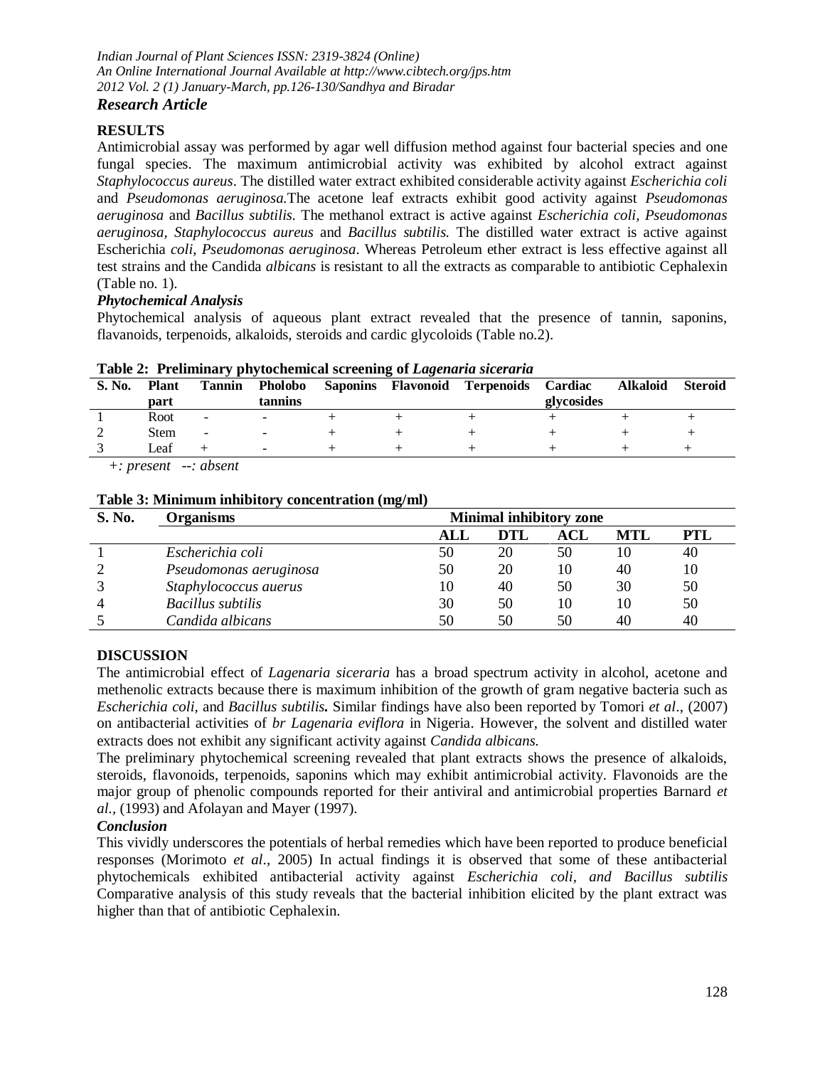## RESULTS

Antimicrobial assay was performed by agar well diffusion method against four bacterial species and one fungal species. The maximum antimicrobial activity was exhibited by alcohol extract against *Staphylococcus aureus*. The distilled water extract exhibited considerable activity against *Escherichia coli* and *Pseudomonas aeruginosa.*The acetone leaf extracts exhibit good activity against *Pseudomonas aeruginosa* and *Bacillus subtilis.* The methanol extract is active against *Escherichia coli, Pseudomonas aeruginosa, Staphylococcus aureus* and *Bacillus subtilis.* The distilled water extract is active against Escherichia *coli*, *Pseudomonas aeruginosa*. Whereas Petroleum ether extract is less effective against all test strains and the Candida *albicans* is resistant to all the extracts as comparable to antibiotic Cephalexin (Table no. 1).

### *Phytochemical Analysis*

Phytochemical analysis of aqueous plant extract revealed that the presence of tannin, saponins, flavanoids, terpenoids, alkaloids, steroids and cardic glycoloids (Table no.2).

**Table 2: Preliminary phytochemical screening of *Lagenaria siceraria***

| S. No. | Plant part | Tannin | Pholobo tannins | Saponins | Flavonoid | Terpenoids | Cardiac glycosides | Alkaloid | Steroid |
|---|---|---|---|---|---|---|---|---|---|
| 1 | Root | - | - | + | + | + | + | + | + |
| 2 | Stem | - | - | + | + | + | + | + | + |
| 3 | Leaf | + | - | + | + | + | + | + | + |

*+: present --: absent*

**Table 3: Minimum inhibitory concentration (mg/ml)**

| S. No. | Organisms | Minimal inhibitory zone | | | | |
|---|---|---|---|---|---|---|
| | | ALL | DTL | ACL | MTL | PTL |
| 1 | *Escherichia coli* | 50 | 20 | 50 | 10 | 40 |
| 2 | *Pseudomonas aeruginosa* | 50 | 20 | 10 | 40 | 10 |
| 3 | *Staphylococcus auerus* | 10 | 40 | 50 | 30 | 50 |
| 4 | *Bacillus subtilis* | 30 | 50 | 10 | 10 | 50 |
| 5 | *Candida albicans* | 50 | 50 | 50 | 40 | 40 |

## DISCUSSION

The antimicrobial effect of *Lagenaria siceraria* has a broad spectrum activity in alcohol, acetone and methenolic extracts because there is maximum inhibition of the growth of gram negative bacteria such as *Escherichia coli,* and ***Bacillus subtilis.*** Similar findings have also been reported by Tomori *et al*., (2007) on antibacterial activities of *br Lagenaria eviflora* in Nigeria. However, the solvent and distilled water extracts does not exhibit any significant activity against *Candida albicans.*

The preliminary phytochemical screening revealed that plant extracts shows the presence of alkaloids, steroids, flavonoids, terpenoids, saponins which may exhibit antimicrobial activity. Flavonoids are the major group of phenolic compounds reported for their antiviral and antimicrobial properties Barnard *et al.,* (1993) and Afolayan and Mayer (1997).

### *Conclusion*

This vividly underscores the potentials of herbal remedies which have been reported to produce beneficial responses (Morimoto *et al*., 2005) In actual findings it is observed that some of these antibacterial phytochemicals exhibited antibacterial activity against *Escherichia coli, and Bacillus subtilis* Comparative analysis of this study reveals that the bacterial inhibition elicited by the plant extract was higher than that of antibiotic Cephalexin.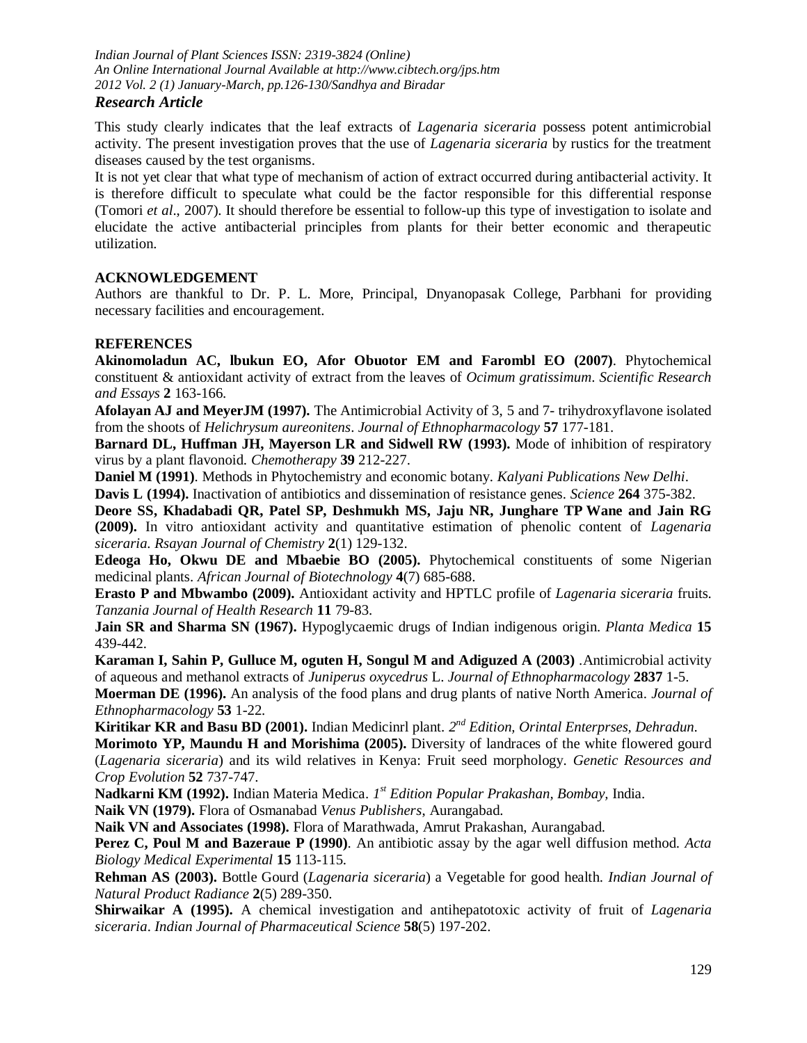This study clearly indicates that the leaf extracts of *Lagenaria siceraria* possess potent antimicrobial activity. The present investigation proves that the use of *Lagenaria siceraria* by rustics for the treatment diseases caused by the test organisms.

It is not yet clear that what type of mechanism of action of extract occurred during antibacterial activity. It is therefore difficult to speculate what could be the factor responsible for this differential response (Tomori *et al*., 2007). It should therefore be essential to follow-up this type of investigation to isolate and elucidate the active antibacterial principles from plants for their better economic and therapeutic utilization.

## ACKNOWLEDGEMENT

Authors are thankful to Dr. P. L. More, Principal, Dnyanopasak College, Parbhani for providing necessary facilities and encouragement.

## REFERENCES

**Akinomoladun AC, lbukun EO, Afor Obuotor EM and Farombl EO (2007)**. Phytochemical constituent & antioxidant activity of extract from the leaves of *Ocimum gratissimum*. *Scientific Research and Essays* **2** 163-166.

**Afolayan AJ and MeyerJM (1997).** The Antimicrobial Activity of 3, 5 and 7- trihydroxyflavone isolated from the shoots of *Helichrysum aureonitens*. *Journal of Ethnopharmacology* **57** 177-181.

**Barnard DL, Huffman JH, Mayerson LR and Sidwell RW (1993).** Mode of inhibition of respiratory virus by a plant flavonoid. *Chemotherapy* **39** 212-227.

**Daniel M (1991)**. Methods in Phytochemistry and economic botany. *Kalyani Publications New Delhi*.

**Davis L (1994).** Inactivation of antibiotics and dissemination of resistance genes. *Science* **264** 375-382.

**Deore SS, Khadabadi QR, Patel SP, Deshmukh MS, Jaju NR, Junghare TP Wane and Jain RG (2009).** In vitro antioxidant activity and quantitative estimation of phenolic content of *Lagenaria siceraria*. *Rsayan Journal of Chemistry* **2**(1) 129-132.

**Edeoga Ho, Okwu DE and Mbaebie BO (2005).** Phytochemical constituents of some Nigerian medicinal plants. *African Journal of Biotechnology* **4**(7) 685-688.

**Erasto P and Mbwambo (2009).** Antioxidant activity and HPTLC profile of *Lagenaria siceraria* fruits. *Tanzania Journal of Health Research* **11** 79-83.

**Jain SR and Sharma SN (1967).** Hypoglycaemic drugs of Indian indigenous origin. *Planta Medica* **15** 439-442.

**Karaman I, Sahin P, Gulluce M, oguten H, Songul M and Adiguzed A (2003)** .Antimicrobial activity of aqueous and methanol extracts of *Juniperus oxycedrus* L. *Journal of Ethnopharmacology* **2837** 1-5.

**Moerman DE (1996).** An analysis of the food plans and drug plants of native North America. *Journal of Ethnopharmacology* **53** 1-22.

**Kiritikar KR and Basu BD (2001).** Indian Medicinrl plant. *2nd Edition, Orintal Enterprses, Dehradun*.

**Morimoto YP, Maundu H and Morishima (2005).** Diversity of landraces of the white flowered gourd (*Lagenaria siceraria*) and its wild relatives in Kenya: Fruit seed morphology. *Genetic Resources and Crop Evolution* **52** 737-747.

**Nadkarni KM (1992).** Indian Materia Medica. *1st Edition Popular Prakashan, Bombay,* India.

**Naik VN (1979).** Flora of Osmanabad *Venus Publishers*, Aurangabad.

**Naik VN and Associates (1998).** Flora of Marathwada, Amrut Prakashan, Aurangabad.

**Perez C, Poul M and Bazeraue P (1990)**. An antibiotic assay by the agar well diffusion method. *Acta Biology Medical Experimental* **15** 113-115.

**Rehman AS (2003).** Bottle Gourd (*Lagenaria siceraria*) a Vegetable for good health. *Indian Journal of Natural Product Radiance* **2**(5) 289-350.

**Shirwaikar A (1995).** A chemical investigation and antihepatotoxic activity of fruit of *Lagenaria siceraria*. *Indian Journal of Pharmaceutical Science* **58**(5) 197-202.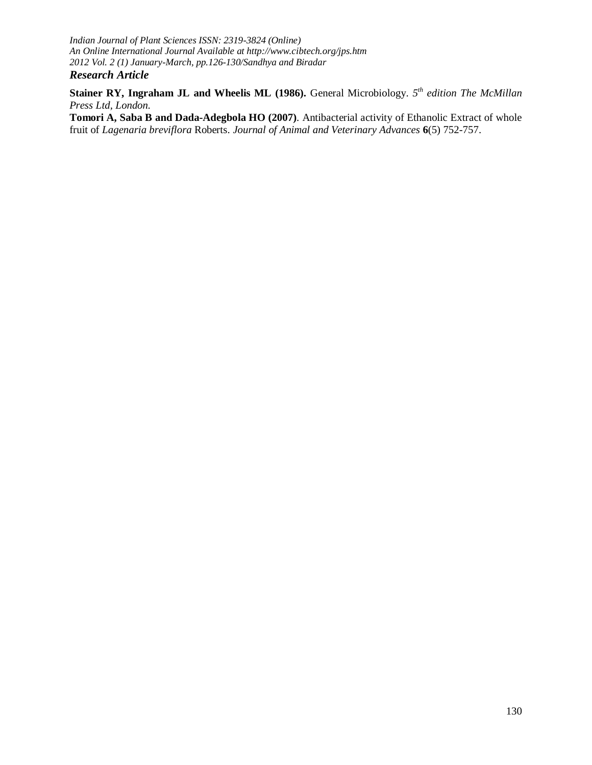**Stainer RY, Ingraham JL and Wheelis ML (1986).** General Microbiology. *5th edition The McMillan Press Ltd, London.*

**Tomori A, Saba B and Dada-Adegbola HO (2007)**. Antibacterial activity of Ethanolic Extract of whole fruit of *Lagenaria breviflora* Roberts. *Journal of Animal and Veterinary Advances* **6**(5) 752-757.